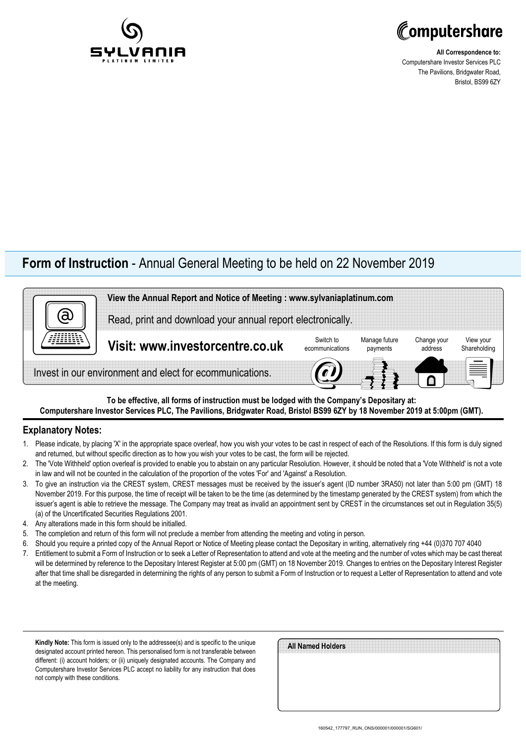SYLVANIA PLATINUM LIMITED

Computershare

**All Correspondence to:**
Computershare Investor Services PLC
The Pavilions, Bridgwater Road,
Bristol, BS99 6ZY

# Form of Instruction - Annual General Meeting to be held on 22 November 2019

**View the Annual Report and Notice of Meeting : www.sylvaniaplatinum.com**

Read, print and download your annual report electronically.

**Visit: www.investorcentre.co.uk**

Switch to ecommunications | Manage future payments | Change your address | View your Shareholding

Invest in our environment and elect for ecommunications.

**To be effective, all forms of instruction must be lodged with the Company's Depositary at: Computershare Investor Services PLC, The Pavilions, Bridgwater Road, Bristol BS99 6ZY by 18 November 2019 at 5:00pm (GMT).**

## Explanatory Notes:

1. Please indicate, by placing 'X' in the appropriate space overleaf, how you wish your votes to be cast in respect of each of the Resolutions. If this form is duly signed and returned, but without specific direction as to how you wish your votes to be cast, the form will be rejected.
2. The 'Vote Withheld' option overleaf is provided to enable you to abstain on any particular Resolution. However, it should be noted that a 'Vote Withheld' is not a vote in law and will not be counted in the calculation of the proportion of the votes 'For' and 'Against' a Resolution.
3. To give an instruction via the CREST system, CREST messages must be received by the issuer's agent (ID number 3RA50) not later than 5:00 pm (GMT) 18 November 2019. For this purpose, the time of receipt will be taken to be the time (as determined by the timestamp generated by the CREST system) from which the issuer's agent is able to retrieve the message. The Company may treat as invalid an appointment sent by CREST in the circumstances set out in Regulation 35(5) (a) of the Uncertificated Securities Regulations 2001.
4. Any alterations made in this form should be initialled.
5. The completion and return of this form will not preclude a member from attending the meeting and voting in person.
6. Should you require a printed copy of the Annual Report or Notice of Meeting please contact the Depositary in writing, alternatively ring +44 (0)370 707 4040
7. Entitlement to submit a Form of Instruction or to seek a Letter of Representation to attend and vote at the meeting and the number of votes which may be cast thereat will be determined by reference to the Depositary Interest Register at 5:00 pm (GMT) on 18 November 2019. Changes to entries on the Depositary Interest Register after that time shall be disregarded in determining the rights of any person to submit a Form of Instruction or to request a Letter of Representation to attend and vote at the meeting.

**Kindly Note:** This form is issued only to the addressee(s) and is specific to the unique designated account printed hereon. This personalised form is not transferable between different: (i) account holders; or (ii) uniquely designated accounts. The Company and Computershare Investor Services PLC accept no liability for any instruction that does not comply with these conditions.

**All Named Holders**

160542_177797_RUN_ONS/000001/000001/SG601/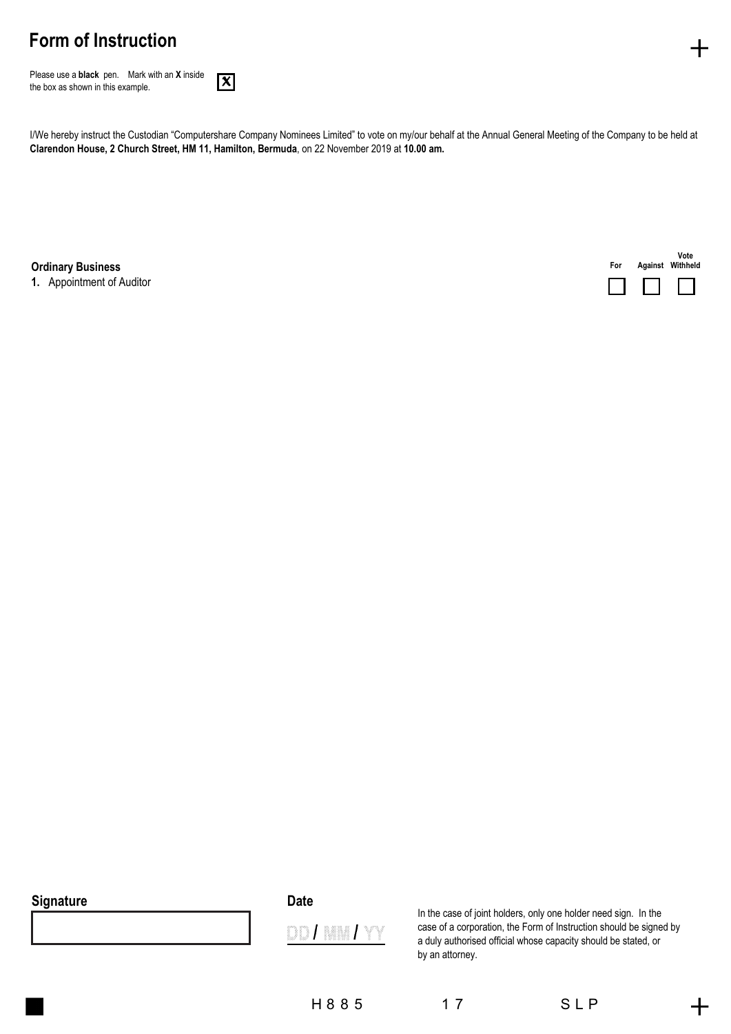# Form of Instruction

Please use a **black** pen. Mark with an **X** inside the box as shown in this example. ☒

I/We hereby instruct the Custodian "Computershare Company Nominees Limited" to vote on my/our behalf at the Annual General Meeting of the Company to be held at **Clarendon House, 2 Church Street, HM 11, Hamilton, Bermuda**, on 22 November 2019 at **10.00 am.**

| **Ordinary Business** | For | Against | Vote Withheld |
|---|---|---|---|
| **1.** Appointment of Auditor | ☐ | ☐ | ☐ |

**Signature**

**Date**

DD / MM / YY

In the case of joint holders, only one holder need sign. In the case of a corporation, the Form of Instruction should be signed by a duly authorised official whose capacity should be stated, or by an attorney.

H885 17 SLP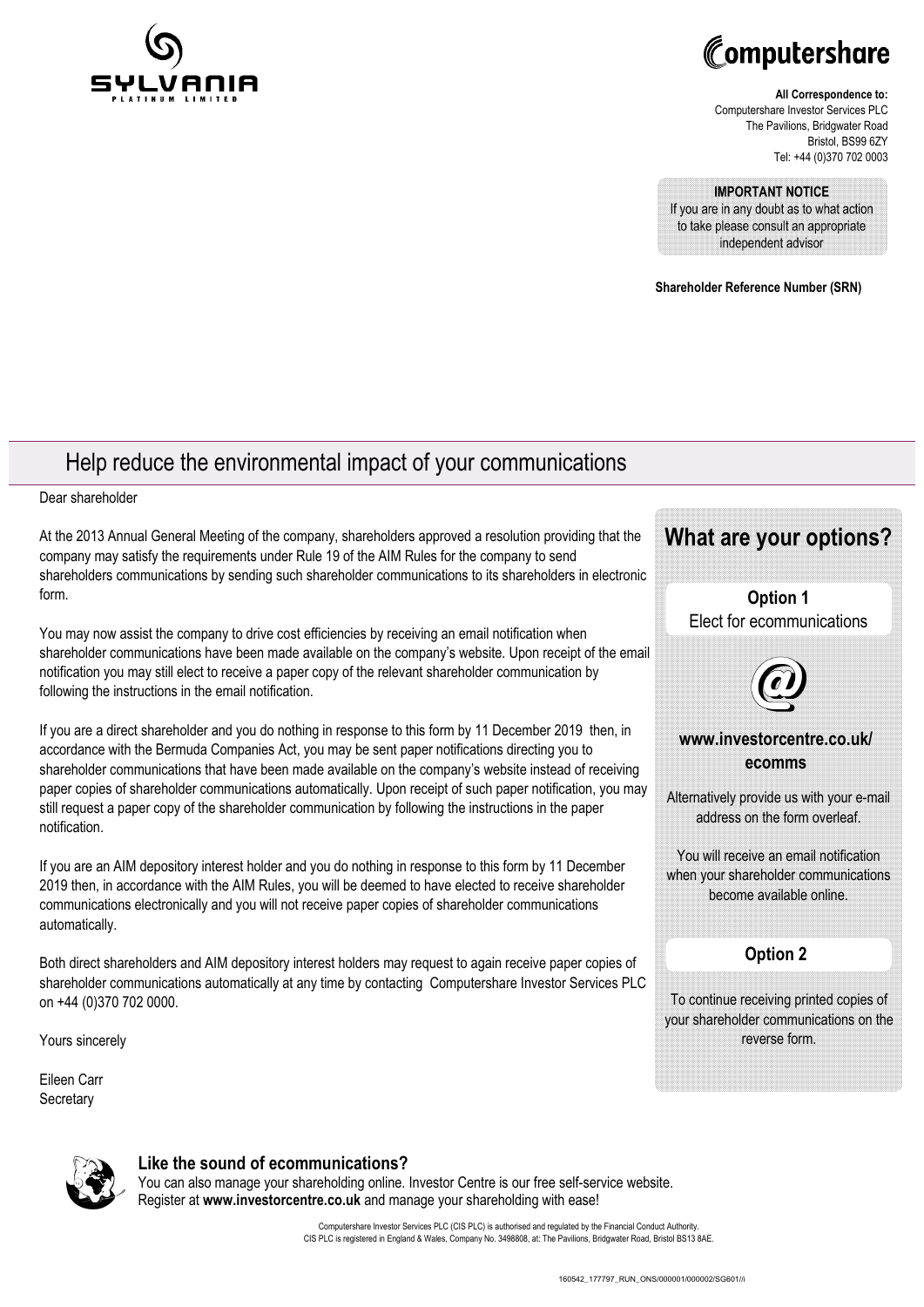**All Correspondence to:**
Computershare Investor Services PLC
The Pavilions, Bridgwater Road
Bristol, BS99 6ZY
Tel: +44 (0)370 702 0003

**IMPORTANT NOTICE**
If you are in any doubt as to what action to take please consult an appropriate independent advisor

**Shareholder Reference Number (SRN)**

# Help reduce the environmental impact of your communications

Dear shareholder

At the 2013 Annual General Meeting of the company, shareholders approved a resolution providing that the company may satisfy the requirements under Rule 19 of the AIM Rules for the company to send shareholders communications by sending such shareholder communications to its shareholders in electronic form.

You may now assist the company to drive cost efficiencies by receiving an email notification when shareholder communications have been made available on the company's website. Upon receipt of the email notification you may still elect to receive a paper copy of the relevant shareholder communication by following the instructions in the email notification.

If you are a direct shareholder and you do nothing in response to this form by 11 December 2019 then, in accordance with the Bermuda Companies Act, you may be sent paper notifications directing you to shareholder communications that have been made available on the company's website instead of receiving paper copies of shareholder communications automatically. Upon receipt of such paper notification, you may still request a paper copy of the shareholder communication by following the instructions in the paper notification.

If you are an AIM depository interest holder and you do nothing in response to this form by 11 December 2019 then, in accordance with the AIM Rules, you will be deemed to have elected to receive shareholder communications electronically and you will not receive paper copies of shareholder communications automatically.

Both direct shareholders and AIM depository interest holders may request to again receive paper copies of shareholder communications automatically at any time by contacting Computershare Investor Services PLC on +44 (0)370 702 0000.

Yours sincerely

Eileen Carr
Secretary

## What are your options?

**Option 1**
Elect for ecommunications

**www.investorcentre.co.uk/ecomms**

Alternatively provide us with your e-mail address on the form overleaf.

You will receive an email notification when your shareholder communications become available online.

**Option 2**

To continue receiving printed copies of your shareholder communications on the reverse form.

### Like the sound of ecommunications?

You can also manage your shareholding online. Investor Centre is our free self-service website. Register at **www.investorcentre.co.uk** and manage your shareholding with ease!

Computershare Investor Services PLC (CIS PLC) is authorised and regulated by the Financial Conduct Authority.
CIS PLC is registered in England & Wales, Company No. 3498808, at: The Pavilions, Bridgwater Road, Bristol BS13 8AE.

160542_177797_RUN_ONS/000001/000002/SG601//i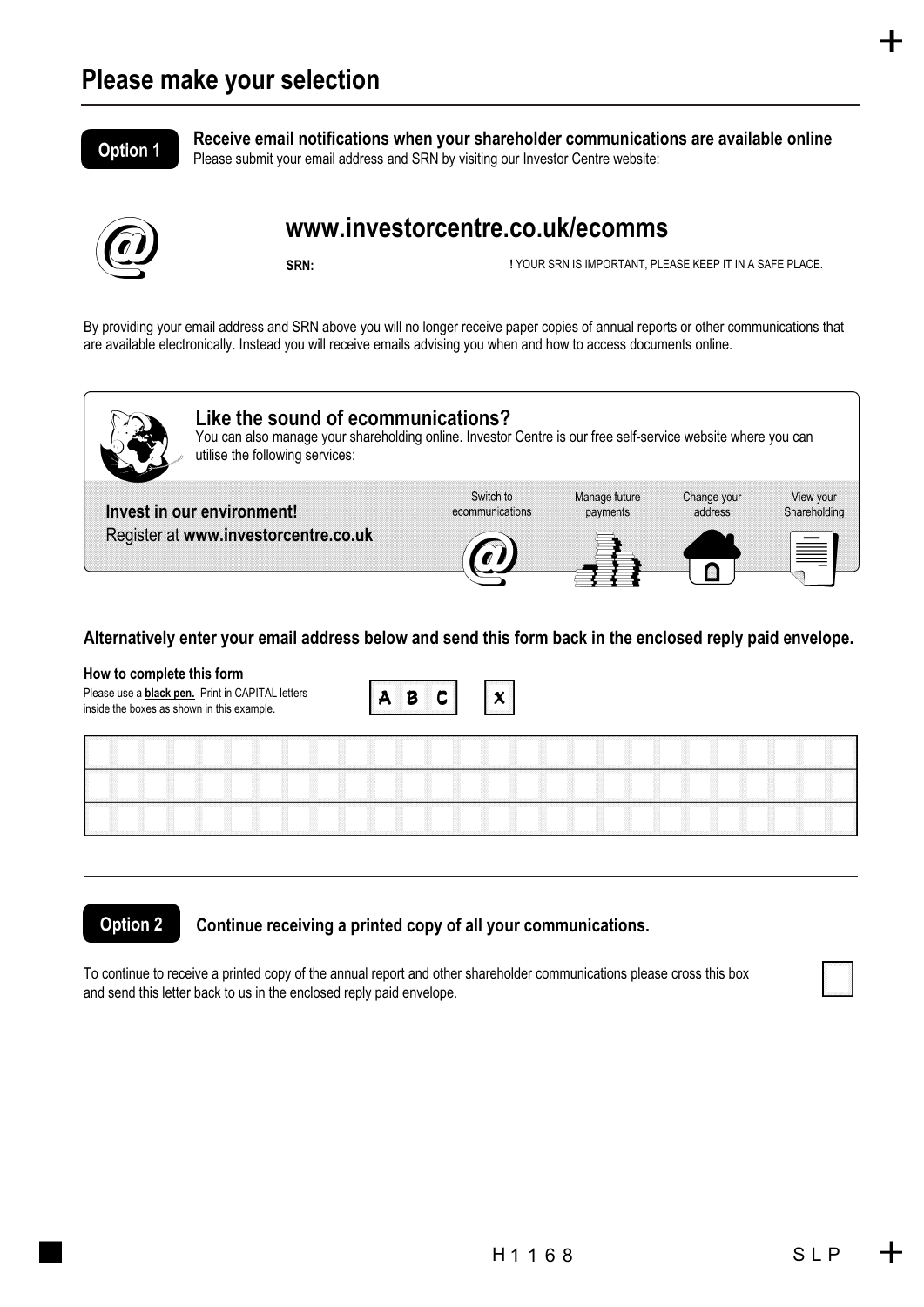# Please make your selection

**Option 1**

**Receive email notifications when your shareholder communications are available online**
Please submit your email address and SRN by visiting our Investor Centre website:

## www.investorcentre.co.uk/ecomms

**SRN:**

**!** YOUR SRN IS IMPORTANT, PLEASE KEEP IT IN A SAFE PLACE.

By providing your email address and SRN above you will no longer receive paper copies of annual reports or other communications that are available electronically. Instead you will receive emails advising you when and how to access documents online.

## Like the sound of ecommunications?

You can also manage your shareholding online. Investor Centre is our free self-service website where you can utilise the following services:

**Invest in our environment!**
Register at **www.investorcentre.co.uk**

Switch to ecommunications

Manage future payments

Change your address

View your Shareholding

**Alternatively enter your email address below and send this form back in the enclosed reply paid envelope.**

**How to complete this form**
Please use a **black pen.** Print in CAPITAL letters inside the boxes as shown in this example.

A B C X

**Option 2**

**Continue receiving a printed copy of all your communications.**

To continue to receive a printed copy of the annual report and other shareholder communications please cross this box and send this letter back to us in the enclosed reply paid envelope.

H1168 SLP